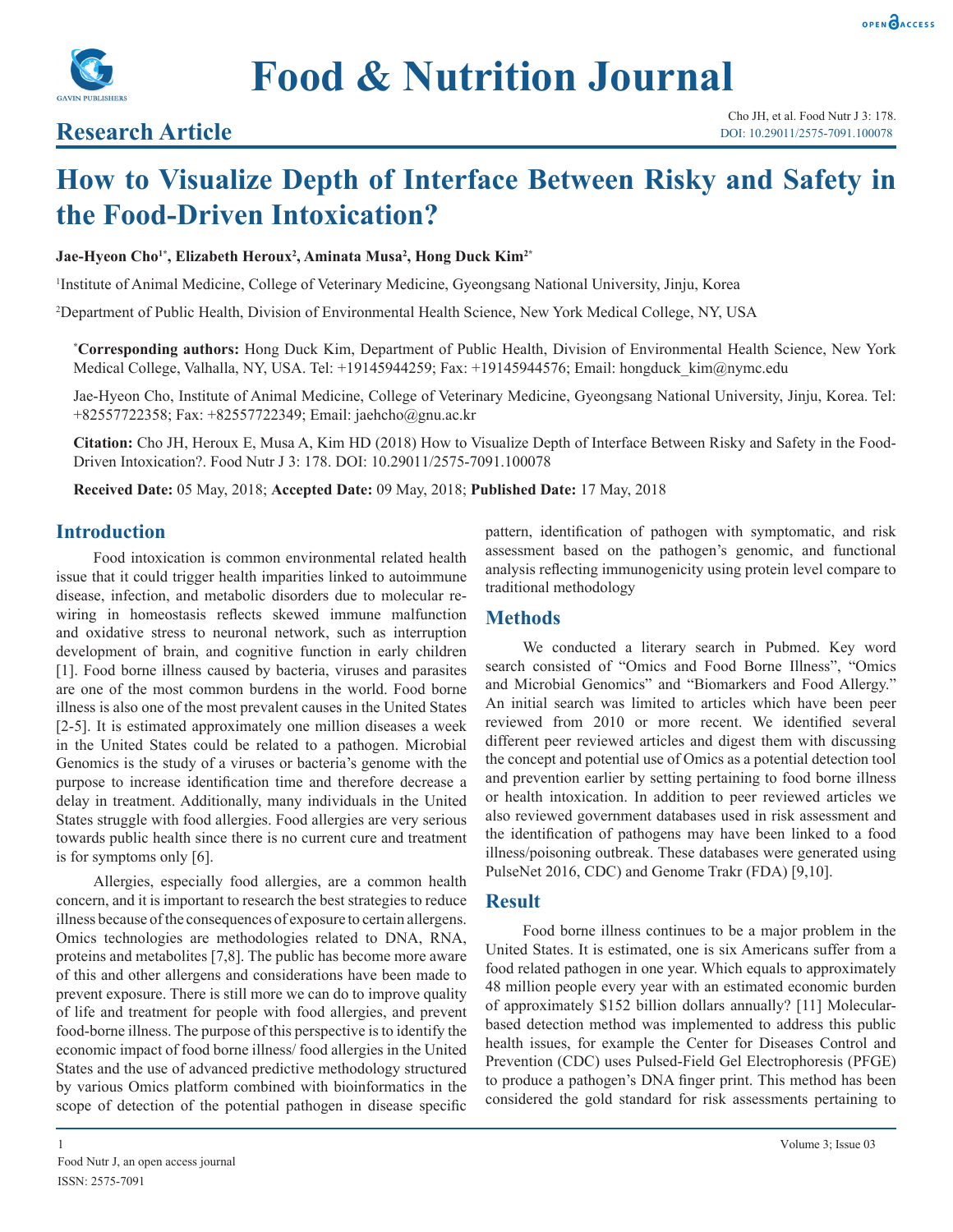# Food & Nutrition Journal

## Research Article

# How to Visualize Depth of Interface Between Risky and Safety in the Food-Driven Intoxication?

**Jae-Hyeon Cho[1*], Elizabeth Heroux[2], Aminata Musa[2], Hong Duck Kim[2*]**

[1]Institute of Animal Medicine, College of Veterinary Medicine, Gyeongsang National University, Jinju, Korea

[2]Department of Public Health, Division of Environmental Health Science, New York Medical College, NY, USA

**\*Corresponding authors:** Hong Duck Kim, Department of Public Health, Division of Environmental Health Science, New York Medical College, Valhalla, NY, USA. Tel: +19145944259; Fax: +19145944576; Email: hongduck_kim@nymc.edu

Jae-Hyeon Cho, Institute of Animal Medicine, College of Veterinary Medicine, Gyeongsang National University, Jinju, Korea. Tel: +82557722358; Fax: +82557722349; Email: jaehcho@gnu.ac.kr

**Citation:** Cho JH, Heroux E, Musa A, Kim HD (2018) How to Visualize Depth of Interface Between Risky and Safety in the Food-Driven Intoxication?. Food Nutr J 3: 178. DOI: 10.29011/2575-7091.100078

**Received Date:** 05 May, 2018; **Accepted Date:** 09 May, 2018; **Published Date:** 17 May, 2018

## Introduction

Food intoxication is common environmental related health issue that it could trigger health imparities linked to autoimmune disease, infection, and metabolic disorders due to molecular re-wiring in homeostasis reflects skewed immune malfunction and oxidative stress to neuronal network, such as interruption development of brain, and cognitive function in early children [1]. Food borne illness caused by bacteria, viruses and parasites are one of the most common burdens in the world. Food borne illness is also one of the most prevalent causes in the United States [2-5]. It is estimated approximately one million diseases a week in the United States could be related to a pathogen. Microbial Genomics is the study of a viruses or bacteria's genome with the purpose to increase identification time and therefore decrease a delay in treatment. Additionally, many individuals in the United States struggle with food allergies. Food allergies are very serious towards public health since there is no current cure and treatment is for symptoms only [6].

Allergies, especially food allergies, are a common health concern, and it is important to research the best strategies to reduce illness because of the consequences of exposure to certain allergens. Omics technologies are methodologies related to DNA, RNA, proteins and metabolites [7,8]. The public has become more aware of this and other allergens and considerations have been made to prevent exposure. There is still more we can do to improve quality of life and treatment for people with food allergies, and prevent food-borne illness. The purpose of this perspective is to identify the economic impact of food borne illness/ food allergies in the United States and the use of advanced predictive methodology structured by various Omics platform combined with bioinformatics in the scope of detection of the potential pathogen in disease specific pattern, identification of pathogen with symptomatic, and risk assessment based on the pathogen's genomic, and functional analysis reflecting immunogenicity using protein level compare to traditional methodology

## Methods

We conducted a literary search in Pubmed. Key word search consisted of "Omics and Food Borne Illness", "Omics and Microbial Genomics" and "Biomarkers and Food Allergy." An initial search was limited to articles which have been peer reviewed from 2010 or more recent. We identified several different peer reviewed articles and digest them with discussing the concept and potential use of Omics as a potential detection tool and prevention earlier by setting pertaining to food borne illness or health intoxication. In addition to peer reviewed articles we also reviewed government databases used in risk assessment and the identification of pathogens may have been linked to a food illness/poisoning outbreak. These databases were generated using PulseNet 2016, CDC) and Genome Trakr (FDA) [9,10].

## Result

Food borne illness continues to be a major problem in the United States. It is estimated, one is six Americans suffer from a food related pathogen in one year. Which equals to approximately 48 million people every year with an estimated economic burden of approximately $152 billion dollars annually? [11] Molecular-based detection method was implemented to address this public health issues, for example the Center for Diseases Control and Prevention (CDC) uses Pulsed-Field Gel Electrophoresis (PFGE) to produce a pathogen's DNA finger print. This method has been considered the gold standard for risk assessments pertaining to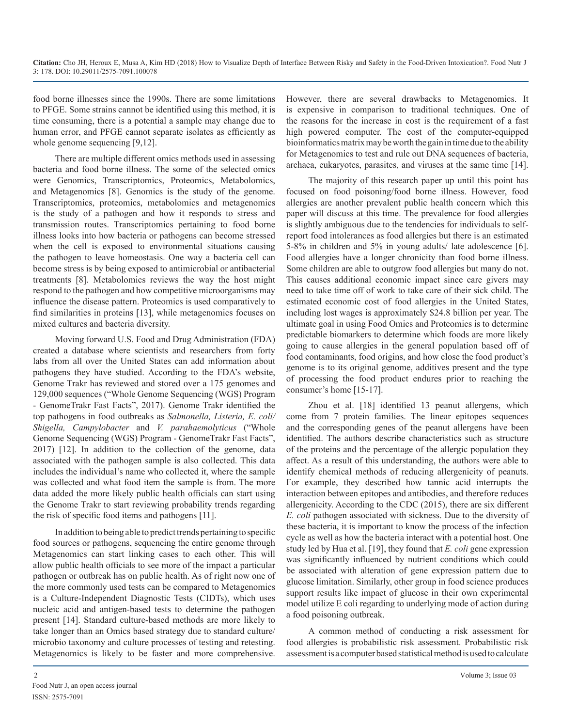food borne illnesses since the 1990s. There are some limitations to PFGE. Some strains cannot be identified using this method, it is time consuming, there is a potential a sample may change due to human error, and PFGE cannot separate isolates as efficiently as whole genome sequencing [9,12].

There are multiple different omics methods used in assessing bacteria and food borne illness. The some of the selected omics were Genomics, Transcriptomics, Proteomics, Metabolomics, and Metagenomics [8]. Genomics is the study of the genome. Transcriptomics, proteomics, metabolomics and metagenomics is the study of a pathogen and how it responds to stress and transmission routes. Transcriptomics pertaining to food borne illness looks into how bacteria or pathogens can become stressed when the cell is exposed to environmental situations causing the pathogen to leave homeostasis. One way a bacteria cell can become stress is by being exposed to antimicrobial or antibacterial treatments [8]. Metabolomics reviews the way the host might respond to the pathogen and how competitive microorganisms may influence the disease pattern. Proteomics is used comparatively to find similarities in proteins [13], while metagenomics focuses on mixed cultures and bacteria diversity.

Moving forward U.S. Food and Drug Administration (FDA) created a database where scientists and researchers from forty labs from all over the United States can add information about pathogens they have studied. According to the FDA's website, Genome Trakr has reviewed and stored over a 175 genomes and 129,000 sequences ("Whole Genome Sequencing (WGS) Program - GenomeTrakr Fast Facts", 2017). Genome Trakr identified the top pathogens in food outbreaks as *Salmonella, Listeria, E. coli/ Shigella, Campylobacter* and *V. parahaemolyticus* ("Whole Genome Sequencing (WGS) Program - GenomeTrakr Fast Facts", 2017) [12]. In addition to the collection of the genome, data associated with the pathogen sample is also collected. This data includes the individual's name who collected it, where the sample was collected and what food item the sample is from. The more data added the more likely public health officials can start using the Genome Trakr to start reviewing probability trends regarding the risk of specific food items and pathogens [11].

In addition to being able to predict trends pertaining to specific food sources or pathogens, sequencing the entire genome through Metagenomics can start linking cases to each other. This will allow public health officials to see more of the impact a particular pathogen or outbreak has on public health. As of right now one of the more commonly used tests can be compared to Metagenomics is a Culture-Independent Diagnostic Tests (CIDTs), which uses nucleic acid and antigen-based tests to determine the pathogen present [14]. Standard culture-based methods are more likely to take longer than an Omics based strategy due to standard culture/ microbio taxonomy and culture processes of testing and retesting. Metagenomics is likely to be faster and more comprehensive. However, there are several drawbacks to Metagenomics. It is expensive in comparison to traditional techniques. One of the reasons for the increase in cost is the requirement of a fast high powered computer. The cost of the computer-equipped bioinformatics matrix may be worth the gain in time due to the ability for Metagenomics to test and rule out DNA sequences of bacteria, archaea, eukaryotes, parasites, and viruses at the same time [14].

The majority of this research paper up until this point has focused on food poisoning/food borne illness. However, food allergies are another prevalent public health concern which this paper will discuss at this time. The prevalence for food allergies is slightly ambiguous due to the tendencies for individuals to self-report food intolerances as food allergies but there is an estimated 5-8% in children and 5% in young adults/ late adolescence [6]. Food allergies have a longer chronicity than food borne illness. Some children are able to outgrow food allergies but many do not. This causes additional economic impact since care givers may need to take time off of work to take care of their sick child. The estimated economic cost of food allergies in the United States, including lost wages is approximately $24.8 billion per year. The ultimate goal in using Food Omics and Proteomics is to determine predictable biomarkers to determine which foods are more likely going to cause allergies in the general population based off of food contaminants, food origins, and how close the food product's genome is to its original genome, additives present and the type of processing the food product endures prior to reaching the consumer's home [15-17].

Zhou et al. [18] identified 13 peanut allergens, which come from 7 protein families. The linear epitopes sequences and the corresponding genes of the peanut allergens have been identified. The authors describe characteristics such as structure of the proteins and the percentage of the allergic population they affect. As a result of this understanding, the authors were able to identify chemical methods of reducing allergenicity of peanuts. For example, they described how tannic acid interrupts the interaction between epitopes and antibodies, and therefore reduces allergenicity. According to the CDC (2015), there are six different *E. coli* pathogen associated with sickness. Due to the diversity of these bacteria, it is important to know the process of the infection cycle as well as how the bacteria interact with a potential host. One study led by Hua et al. [19], they found that *E. coli* gene expression was significantly influenced by nutrient conditions which could be associated with alteration of gene expression pattern due to glucose limitation. Similarly, other group in food science produces support results like impact of glucose in their own experimental model utilize E coli regarding to underlying mode of action during a food poisoning outbreak.

A common method of conducting a risk assessment for food allergies is probabilistic risk assessment. Probabilistic risk assessment is a computer based statistical method is used to calculate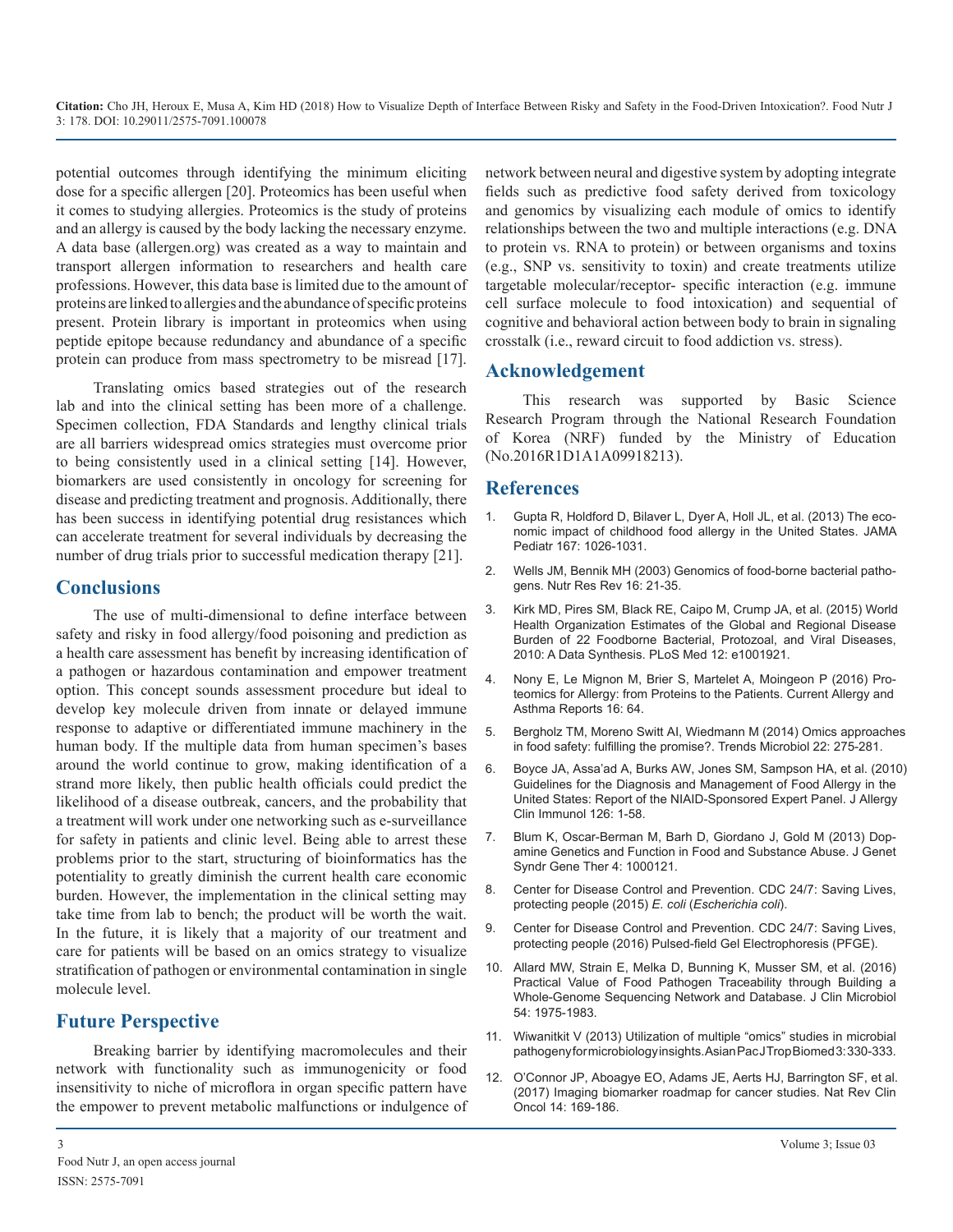potential outcomes through identifying the minimum eliciting dose for a specific allergen [20]. Proteomics has been useful when it comes to studying allergies. Proteomics is the study of proteins and an allergy is caused by the body lacking the necessary enzyme. A data base (allergen.org) was created as a way to maintain and transport allergen information to researchers and health care professions. However, this data base is limited due to the amount of proteins are linked to allergies and the abundance of specific proteins present. Protein library is important in proteomics when using peptide epitope because redundancy and abundance of a specific protein can produce from mass spectrometry to be misread [17].

Translating omics based strategies out of the research lab and into the clinical setting has been more of a challenge. Specimen collection, FDA Standards and lengthy clinical trials are all barriers widespread omics strategies must overcome prior to being consistently used in a clinical setting [14]. However, biomarkers are used consistently in oncology for screening for disease and predicting treatment and prognosis. Additionally, there has been success in identifying potential drug resistances which can accelerate treatment for several individuals by decreasing the number of drug trials prior to successful medication therapy [21].

## Conclusions

The use of multi-dimensional to define interface between safety and risky in food allergy/food poisoning and prediction as a health care assessment has benefit by increasing identification of a pathogen or hazardous contamination and empower treatment option. This concept sounds assessment procedure but ideal to develop key molecule driven from innate or delayed immune response to adaptive or differentiated immune machinery in the human body. If the multiple data from human specimen's bases around the world continue to grow, making identification of a strand more likely, then public health officials could predict the likelihood of a disease outbreak, cancers, and the probability that a treatment will work under one networking such as e-surveillance for safety in patients and clinic level. Being able to arrest these problems prior to the start, structuring of bioinformatics has the potentiality to greatly diminish the current health care economic burden. However, the implementation in the clinical setting may take time from lab to bench; the product will be worth the wait. In the future, it is likely that a majority of our treatment and care for patients will be based on an omics strategy to visualize stratification of pathogen or environmental contamination in single molecule level.

## Future Perspective

Breaking barrier by identifying macromolecules and their network with functionality such as immunogenicity or food insensitivity to niche of microflora in organ specific pattern have the empower to prevent metabolic malfunctions or indulgence of network between neural and digestive system by adopting integrate fields such as predictive food safety derived from toxicology and genomics by visualizing each module of omics to identify relationships between the two and multiple interactions (e.g. DNA to protein vs. RNA to protein) or between organisms and toxins (e.g., SNP vs. sensitivity to toxin) and create treatments utilize targetable molecular/receptor- specific interaction (e.g. immune cell surface molecule to food intoxication) and sequential of cognitive and behavioral action between body to brain in signaling crosstalk (i.e., reward circuit to food addiction vs. stress).

## Acknowledgement

This research was supported by Basic Science Research Program through the National Research Foundation of Korea (NRF) funded by the Ministry of Education (No.2016R1D1A1A09918213).

## References

1. Gupta R, Holdford D, Bilaver L, Dyer A, Holl JL, et al. (2013) The economic impact of childhood food allergy in the United States. JAMA Pediatr 167: 1026-1031.
2. Wells JM, Bennik MH (2003) Genomics of food-borne bacterial pathogens. Nutr Res Rev 16: 21-35.
3. Kirk MD, Pires SM, Black RE, Caipo M, Crump JA, et al. (2015) World Health Organization Estimates of the Global and Regional Disease Burden of 22 Foodborne Bacterial, Protozoal, and Viral Diseases, 2010: A Data Synthesis. PLoS Med 12: e1001921.
4. Nony E, Le Mignon M, Brier S, Martelet A, Moingeon P (2016) Proteomics for Allergy: from Proteins to the Patients. Current Allergy and Asthma Reports 16: 64.
5. Bergholz TM, Moreno Switt AI, Wiedmann M (2014) Omics approaches in food safety: fulfilling the promise?. Trends Microbiol 22: 275-281.
6. Boyce JA, Assa'ad A, Burks AW, Jones SM, Sampson HA, et al. (2010) Guidelines for the Diagnosis and Management of Food Allergy in the United States: Report of the NIAID-Sponsored Expert Panel. J Allergy Clin Immunol 126: 1-58.
7. Blum K, Oscar-Berman M, Barh D, Giordano J, Gold M (2013) Dopamine Genetics and Function in Food and Substance Abuse. J Genet Syndr Gene Ther 4: 1000121.
8. Center for Disease Control and Prevention. CDC 24/7: Saving Lives, protecting people (2015) *E. coli* (*Escherichia coli*).
9. Center for Disease Control and Prevention. CDC 24/7: Saving Lives, protecting people (2016) Pulsed-field Gel Electrophoresis (PFGE).
10. Allard MW, Strain E, Melka D, Bunning K, Musser SM, et al. (2016) Practical Value of Food Pathogen Traceability through Building a Whole-Genome Sequencing Network and Database. J Clin Microbiol 54: 1975-1983.
11. Wiwanitkit V (2013) Utilization of multiple "omics" studies in microbial pathogeny for microbiology insights. Asian Pac J Trop Biomed 3: 330-333.
12. O'Connor JP, Aboagye EO, Adams JE, Aerts HJ, Barrington SF, et al. (2017) Imaging biomarker roadmap for cancer studies. Nat Rev Clin Oncol 14: 169-186.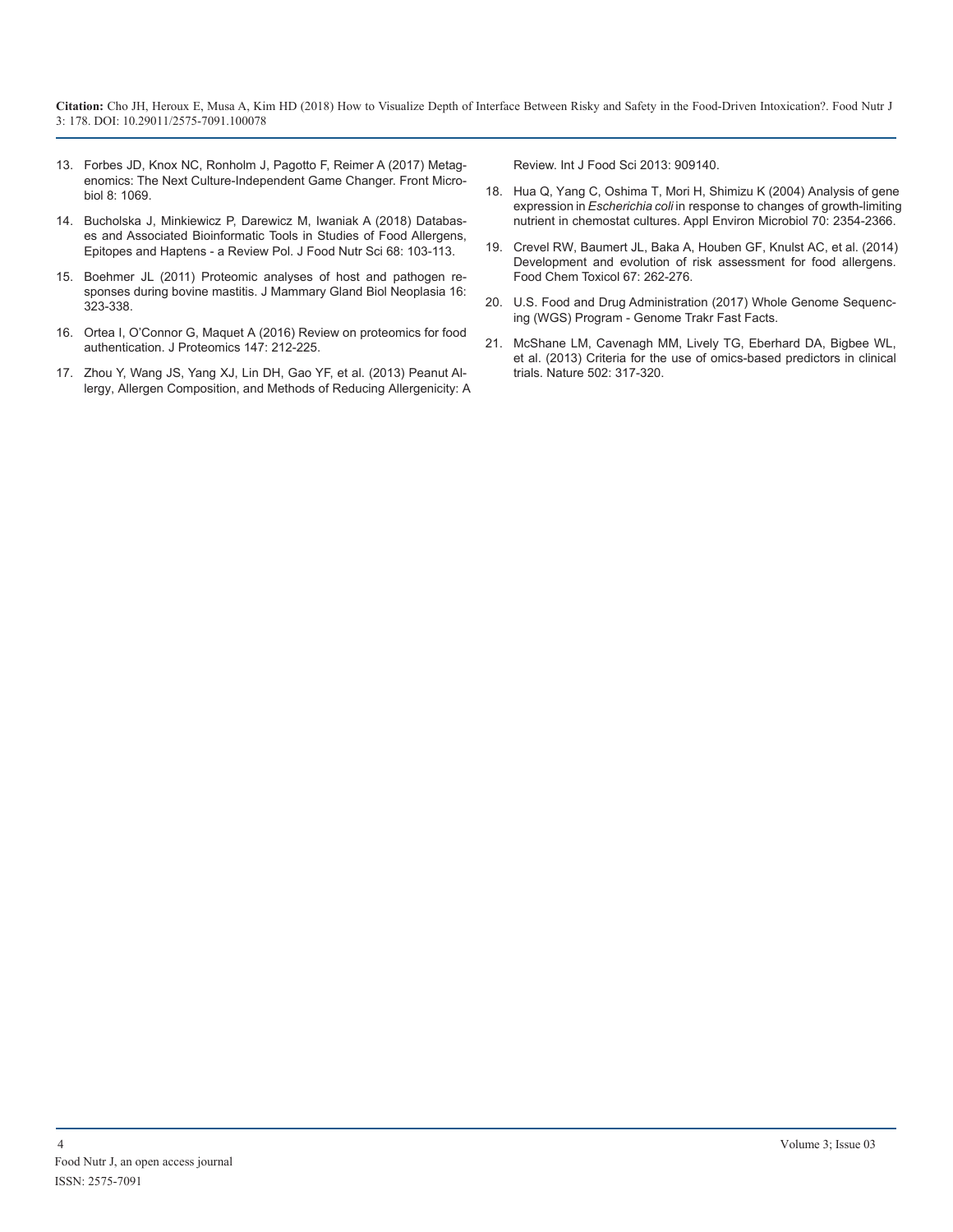13. Forbes JD, Knox NC, Ronholm J, Pagotto F, Reimer A (2017) Metagenomics: The Next Culture-Independent Game Changer. Front Microbiol 8: 1069.

14. Bucholska J, Minkiewicz P, Darewicz M, Iwaniak A (2018) Databases and Associated Bioinformatic Tools in Studies of Food Allergens, Epitopes and Haptens - a Review Pol. J Food Nutr Sci 68: 103-113.

15. Boehmer JL (2011) Proteomic analyses of host and pathogen responses during bovine mastitis. J Mammary Gland Biol Neoplasia 16: 323-338.

16. Ortea I, O'Connor G, Maquet A (2016) Review on proteomics for food authentication. J Proteomics 147: 212-225.

17. Zhou Y, Wang JS, Yang XJ, Lin DH, Gao YF, et al. (2013) Peanut Allergy, Allergen Composition, and Methods of Reducing Allergenicity: A Review. Int J Food Sci 2013: 909140.

18. Hua Q, Yang C, Oshima T, Mori H, Shimizu K (2004) Analysis of gene expression in *Escherichia coli* in response to changes of growth-limiting nutrient in chemostat cultures. Appl Environ Microbiol 70: 2354-2366.

19. Crevel RW, Baumert JL, Baka A, Houben GF, Knulst AC, et al. (2014) Development and evolution of risk assessment for food allergens. Food Chem Toxicol 67: 262-276.

20. U.S. Food and Drug Administration (2017) Whole Genome Sequencing (WGS) Program - Genome Trakr Fast Facts.

21. McShane LM, Cavenagh MM, Lively TG, Eberhard DA, Bigbee WL, et al. (2013) Criteria for the use of omics-based predictors in clinical trials. Nature 502: 317-320.